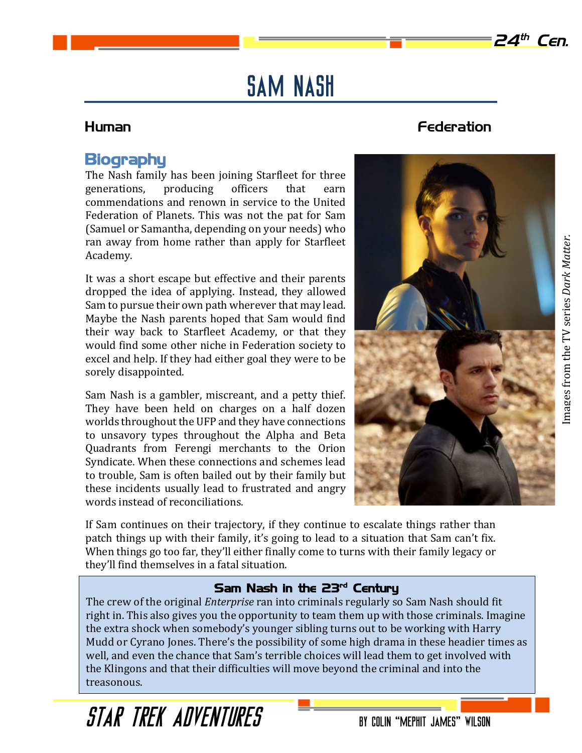# SAM NASH

**Human** **Federation**

## Biography

The Nash family has been joining Starfleet for three generations, producing officers that earn commendations and renown in service to the United Federation of Planets. This was not the pat for Sam (Samuel or Samantha, depending on your needs) who ran away from home rather than apply for Starfleet Academy.

It was a short escape but effective and their parents dropped the idea of applying. Instead, they allowed Sam to pursue their own path wherever that may lead. Maybe the Nash parents hoped that Sam would find their way back to Starfleet Academy, or that they would find some other niche in Federation society to excel and help. If they had either goal they were to be sorely disappointed.

Sam Nash is a gambler, miscreant, and a petty thief. They have been held on charges on a half dozen worlds throughout the UFP and they have connections to unsavory types throughout the Alpha and Beta Quadrants from Ferengi merchants to the Orion Syndicate. When these connections and schemes lead to trouble, Sam is often bailed out by their family but these incidents usually lead to frustrated and angry words instead of reconciliations.

If Sam continues on their trajectory, if they continue to escalate things rather than patch things up with their family, it's going to lead to a situation that Sam can't fix. When things go too far, they'll either finally come to turns with their family legacy or they'll find themselves in a fatal situation.

Images from the TV series *Dark Matter*.

### Sam Nash in the 23rd Century

The crew of the original *Enterprise* ran into criminals regularly so Sam Nash should fit right in. This also gives you the opportunity to team them up with those criminals. Imagine the extra shock when somebody's younger sibling turns out to be working with Harry Mudd or Cyrano Jones. There's the possibility of some high drama in these headier times as well, and even the chance that Sam's terrible choices will lead them to get involved with the Klingons and that their difficulties will move beyond the criminal and into the treasonous.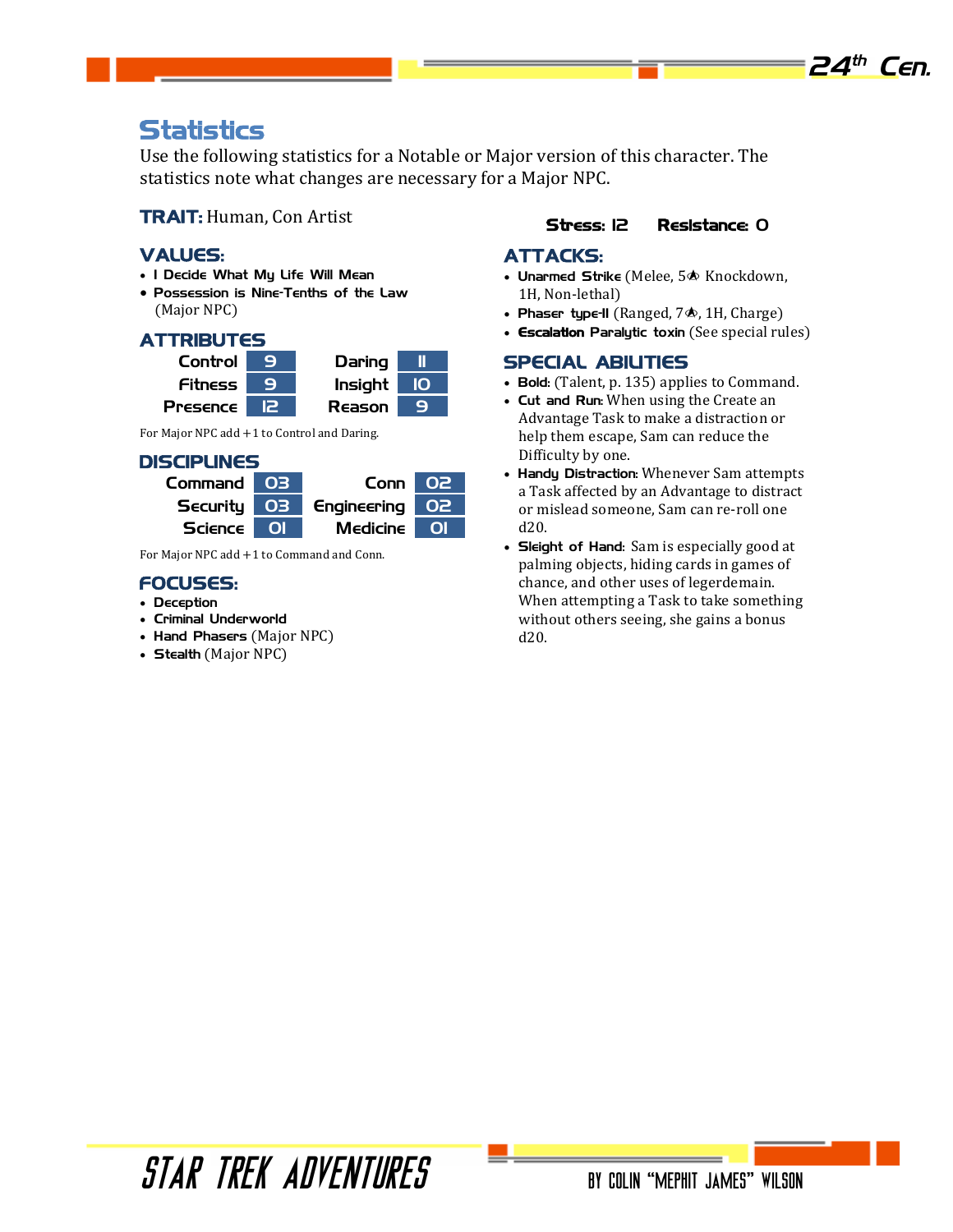## Statistics

Use the following statistics for a Notable or Major version of this character. The statistics note what changes are necessary for a Major NPC.

**TRAIT:** Human, Con Artist

### VALUES:

- **I Decide What My Life Will Mean**
- **Possession is Nine-Tenths of the Law** (Major NPC)

### ATTRIBUTES

| | | | |
|---|---|---|---|
| Control | 9 | Daring | 11 |
| Fitness | 9 | Insight | 10 |
| Presence | 12 | Reason | 9 |

For Major NPC add +1 to Control and Daring.

### DISCIPLINES

| | | | |
|---|---|---|---|
| Command | 03 | Conn | 02 |
| Security | 03 | Engineering | 02 |
| Science | 01 | Medicine | 01 |

For Major NPC add +1 to Command and Conn.

### FOCUSES:

- **Deception**
- **Criminal Underworld**
- **Hand Phasers** (Major NPC)
- **Stealth** (Major NPC)

**Stress:** 12 **Resistance:** 0

### ATTACKS:

- **Unarmed Strike** (Melee, 5▲ Knockdown, 1H, Non-lethal)
- **Phaser type-II** (Ranged, 7▲, 1H, Charge)
- **Escalation Paralytic toxin** (See special rules)

### SPECIAL ABILITIES

- **Bold:** (Talent, p. 135) applies to Command.
- **Cut and Run:** When using the Create an Advantage Task to make a distraction or help them escape, Sam can reduce the Difficulty by one.
- **Handy Distraction:** Whenever Sam attempts a Task affected by an Advantage to distract or mislead someone, Sam can re-roll one d20.
- **Sleight of Hand:** Sam is especially good at palming objects, hiding cards in games of chance, and other uses of legerdemain. When attempting a Task to take something without others seeing, she gains a bonus d20.